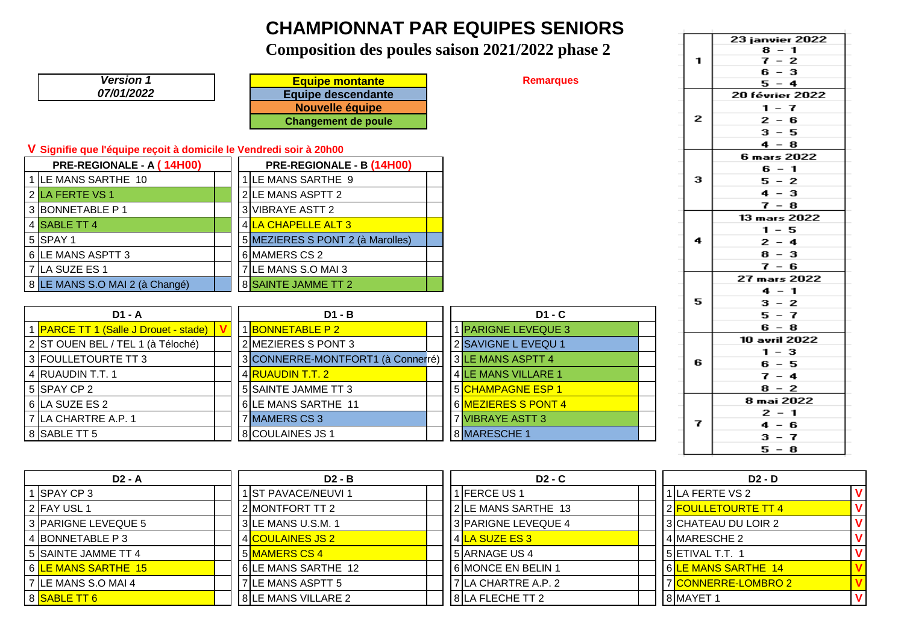# CHAMPIONNAT PAR EQUIPES SENIORS

## Composition des poules saison 2021/2022 phase 2

***Version 1***
***07/01/2022***

| Légende |
|---|
| Equipe montante |
| Equipe descendante |
| Nouvelle équipe |
| Changement de poule |

**Remarques**

**V Signifie que l'équipe reçoit à domicile le Vendredi soir à 20h00**

| | PRE-REGIONALE - A ( 14H00) | |
|---|---|---|
| 1 | LE MANS SARTHE 10 | |
| 2 | LA FERTE VS 1 | |
| 3 | BONNETABLE P 1 | |
| 4 | SABLE TT 4 | |
| 5 | SPAY 1 | |
| 6 | LE MANS ASPTT 3 | |
| 7 | LA SUZE ES 1 | |
| 8 | LE MANS S.O MAI 2 (à Changé) | |

| | PRE-REGIONALE - B (14H00) | |
|---|---|---|
| 1 | LE MANS SARTHE 9 | |
| 2 | LE MANS ASPTT 2 | |
| 3 | VIBRAYE ASTT 2 | |
| 4 | LA CHAPELLE ALT 3 | |
| 5 | MEZIERES S PONT 2 (à Marolles) | |
| 6 | MAMERS CS 2 | |
| 7 | LE MANS S.O MAI 3 | |
| 8 | SAINTE JAMME TT 2 | |

| | D1 - A | |
|---|---|---|
| 1 | PARCE TT 1 (Salle J Drouet - stade) | V |
| 2 | ST OUEN BEL / TEL 1 (à Téloché) | |
| 3 | FOULLETOURTE TT 3 | |
| 4 | RUAUDIN T.T. 1 | |
| 5 | SPAY CP 2 | |
| 6 | LA SUZE ES 2 | |
| 7 | LA CHARTRE A.P. 1 | |
| 8 | SABLE TT 5 | |

| | D1 - B | |
|---|---|---|
| 1 | BONNETABLE P 2 | |
| 2 | MEZIERES S PONT 3 | |
| 3 | CONNERRE-MONTFORT1 (à Connerré) | |
| 4 | RUAUDIN T.T. 2 | |
| 5 | SAINTE JAMME TT 3 | |
| 6 | LE MANS SARTHE 11 | |
| 7 | MAMERS CS 3 | |
| 8 | COULAINES JS 1 | |

| | D1 - C | |
|---|---|---|
| 1 | PARIGNE LEVEQUE 3 | |
| 2 | SAVIGNE L EVEQU 1 | |
| 3 | LE MANS ASPTT 4 | |
| 4 | LE MANS VILLARE 1 | |
| 5 | CHAMPAGNE ESP 1 | |
| 6 | MEZIERES S PONT 4 | |
| 7 | VIBRAYE ASTT 3 | |
| 8 | MARESCHE 1 | |

| | D2 - A | |
|---|---|---|
| 1 | SPAY CP 3 | |
| 2 | FAY USL 1 | |
| 3 | PARIGNE LEVEQUE 5 | |
| 4 | BONNETABLE P 3 | |
| 5 | SAINTE JAMME TT 4 | |
| 6 | LE MANS SARTHE 15 | |
| 7 | LE MANS S.O MAI 4 | |
| 8 | SABLE TT 6 | |

| | D2 - B | |
|---|---|---|
| 1 | ST PAVACE/NEUVI 1 | |
| 2 | MONTFORT TT 2 | |
| 3 | LE MANS U.S.M. 1 | |
| 4 | COULAINES JS 2 | |
| 5 | MAMERS CS 4 | |
| 6 | LE MANS SARTHE 12 | |
| 7 | LE MANS ASPTT 5 | |
| 8 | LE MANS VILLARE 2 | |

| | D2 - C | |
|---|---|---|
| 1 | FERCE US 1 | |
| 2 | LE MANS SARTHE 13 | |
| 3 | PARIGNE LEVEQUE 4 | |
| 4 | LA SUZE ES 3 | |
| 5 | ARNAGE US 4 | |
| 6 | MONCE EN BELIN 1 | |
| 7 | LA CHARTRE A.P. 2 | |
| 8 | LA FLECHE TT 2 | |

| | D2 - D | |
|---|---|---|
| 1 | LA FERTE VS 2 | V |
| 2 | FOULLETOURTE TT 4 | V |
| 3 | CHATEAU DU LOIR 2 | V |
| 4 | MARESCHE 2 | V |
| 5 | ETIVAL T.T. 1 | V |
| 6 | LE MANS SARTHE 14 | V |
| 7 | CONNERRE-LOMBRO 2 | V |
| 8 | MAYET 1 | V |

| Journée | Date / Rencontres |
|---|---|
| 1 | 23 janvier 2022 |
| | 8 - 1 |
| | 7 - 2 |
| | 6 - 3 |
| | 5 - 4 |
| 2 | 20 février 2022 |
| | 1 - 7 |
| | 2 - 6 |
| | 3 - 5 |
| | 4 - 8 |
| 3 | 6 mars 2022 |
| | 6 - 1 |
| | 5 - 2 |
| | 4 - 3 |
| | 7 - 8 |
| 4 | 13 mars 2022 |
| | 1 - 5 |
| | 2 - 4 |
| | 8 - 3 |
| | 7 - 6 |
| 5 | 27 mars 2022 |
| | 4 - 1 |
| | 3 - 2 |
| | 5 - 7 |
| | 6 - 8 |
| 6 | 10 avril 2022 |
| | 1 - 3 |
| | 6 - 5 |
| | 7 - 4 |
| | 8 - 2 |
| 7 | 8 mai 2022 |
| | 2 - 1 |
| | 4 - 6 |
| | 3 - 7 |
| | 5 - 8 |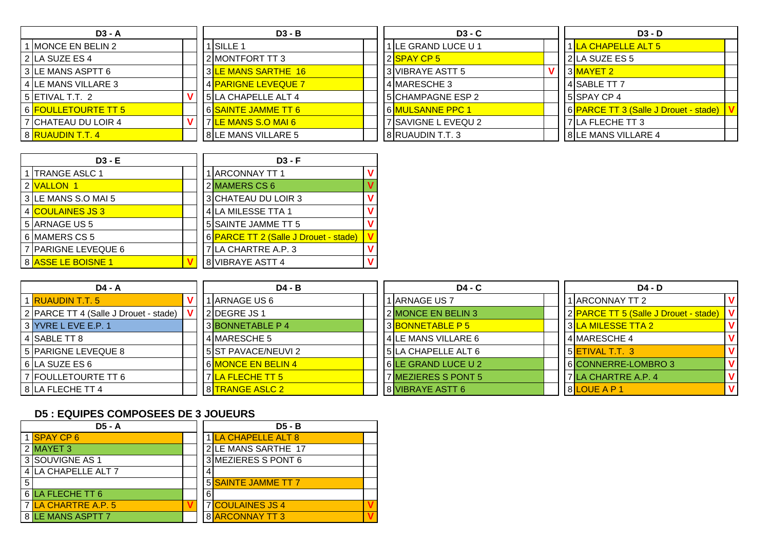| D3 - A | | |
|---|---|---|
| 1 | MONCE EN BELIN 2 | |
| 2 | LA SUZE ES 4 | |
| 3 | LE MANS ASPTT 6 | |
| 4 | LE MANS VILLARE 3 | |
| 5 | ETIVAL T.T. 2 | V |
| 6 | FOULLETOURTE TT 5 | |
| 7 | CHATEAU DU LOIR 4 | V |
| 8 | RUAUDIN T.T. 4 | |

| D3 - B | | |
|---|---|---|
| 1 | SILLE 1 | |
| 2 | MONTFORT TT 3 | |
| 3 | LE MANS SARTHE 16 | |
| 4 | PARIGNE LEVEQUE 7 | |
| 5 | LA CHAPELLE ALT 4 | |
| 6 | SAINTE JAMME TT 6 | |
| 7 | LE MANS S.O MAI 6 | |
| 8 | LE MANS VILLARE 5 | |

| D3 - C | | |
|---|---|---|
| 1 | LE GRAND LUCE U 1 | |
| 2 | SPAY CP 5 | |
| 3 | VIBRAYE ASTT 5 | V |
| 4 | MARESCHE 3 | |
| 5 | CHAMPAGNE ESP 2 | |
| 6 | MULSANNE PPC 1 | |
| 7 | SAVIGNE L EVEQU 2 | |
| 8 | RUAUDIN T.T. 3 | |

| D3 - D | | |
|---|---|---|
| 1 | LA CHAPELLE ALT 5 | |
| 2 | LA SUZE ES 5 | |
| 3 | MAYET 2 | |
| 4 | SABLE TT 7 | |
| 5 | SPAY CP 4 | |
| 6 | PARCE TT 3 (Salle J Drouet - stade) | V |
| 7 | LA FLECHE TT 3 | |
| 8 | LE MANS VILLARE 4 | |

| D3 - E | | |
|---|---|---|
| 1 | TRANGE ASLC 1 | |
| 2 | VALLON 1 | |
| 3 | LE MANS S.O MAI 5 | |
| 4 | COULAINES JS 3 | |
| 5 | ARNAGE US 5 | |
| 6 | MAMERS CS 5 | |
| 7 | PARIGNE LEVEQUE 6 | |
| 8 | ASSE LE BOISNE 1 | V |

| D3 - F | | |
|---|---|---|
| 1 | ARCONNAY TT 1 | V |
| 2 | MAMERS CS 6 | V |
| 3 | CHATEAU DU LOIR 3 | V |
| 4 | LA MILESSE TTA 1 | V |
| 5 | SAINTE JAMME TT 5 | V |
| 6 | PARCE TT 2 (Salle J Drouet - stade) | V |
| 7 | LA CHARTRE A.P. 3 | V |
| 8 | VIBRAYE ASTT 4 | V |

| D4 - A | | |
|---|---|---|
| 1 | RUAUDIN T.T. 5 | V |
| 2 | PARCE TT 4 (Salle J Drouet - stade) | V |
| 3 | YVRE L EVE E.P. 1 | |
| 4 | SABLE TT 8 | |
| 5 | PARIGNE LEVEQUE 8 | |
| 6 | LA SUZE ES 6 | |
| 7 | FOULLETOURTE TT 6 | |
| 8 | LA FLECHE TT 4 | |

| D4 - B | | |
|---|---|---|
| 1 | ARNAGE US 6 | |
| 2 | DEGRE JS 1 | |
| 3 | BONNETABLE P 4 | |
| 4 | MARESCHE 5 | |
| 5 | ST PAVACE/NEUVI 2 | |
| 6 | MONCE EN BELIN 4 | |
| 7 | LA FLECHE TT 5 | |
| 8 | TRANGE ASLC 2 | |

| D4 - C | | |
|---|---|---|
| 1 | ARNAGE US 7 | |
| 2 | MONCE EN BELIN 3 | |
| 3 | BONNETABLE P 5 | |
| 4 | LE MANS VILLARE 6 | |
| 5 | LA CHAPELLE ALT 6 | |
| 6 | LE GRAND LUCE U 2 | |
| 7 | MEZIERES S PONT 5 | |
| 8 | VIBRAYE ASTT 6 | |

| D4 - D | | |
|---|---|---|
| 1 | ARCONNAY TT 2 | V |
| 2 | PARCE TT 5 (Salle J Drouet - stade) | V |
| 3 | LA MILESSE TTA 2 | V |
| 4 | MARESCHE 4 | V |
| 5 | ETIVAL T.T. 3 | V |
| 6 | CONNERRE-LOMBRO 3 | V |
| 7 | LA CHARTRE A.P. 4 | V |
| 8 | LOUE A P 1 | V |

## D5 : EQUIPES COMPOSEES DE 3 JOUEURS

| D5 - A | | |
|---|---|---|
| 1 | SPAY CP 6 | |
| 2 | MAYET 3 | |
| 3 | SOUVIGNE AS 1 | |
| 4 | LA CHAPELLE ALT 7 | |
| 5 | | |
| 6 | LA FLECHE TT 6 | |
| 7 | LA CHARTRE A.P. 5 | V |
| 8 | LE MANS ASPTT 7 | |

| D5 - B | | |
|---|---|---|
| 1 | LA CHAPELLE ALT 8 | |
| 2 | LE MANS SARTHE 17 | |
| 3 | MEZIERES S PONT 6 | |
| 4 | | |
| 5 | SAINTE JAMME TT 7 | |
| 6 | | |
| 7 | COULAINES JS 4 | V |
| 8 | ARCONNAY TT 3 | V |